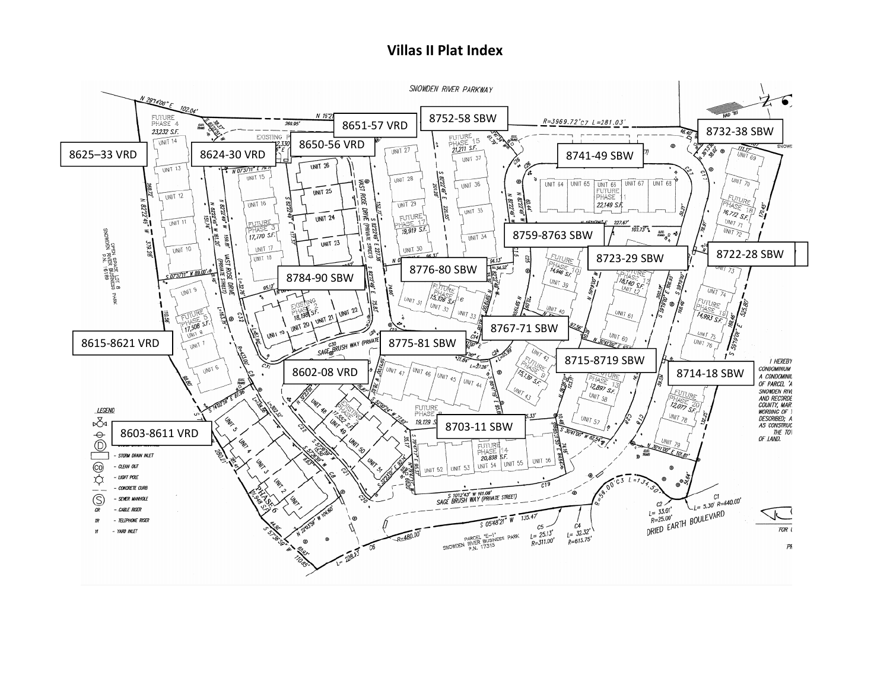# Villas II Plat Index

8625–33 VRD

8624-30 VRD

8651-57 VRD

8650-56 VRD

8752-58 SBW

8732-38 SBW

8741-49 SBW

8759-8763 SBW

8723-29 SBW

8722-28 SBW

8784-90 SBW

8776-80 SBW

8767-71 SBW

8615-8621 VRD

8775-81 SBW

8715-8719 SBW

8714-18 SBW

8602-08 VRD

8703-11 SBW

8603-8611 VRD

SNOWDEN RIVER PARKWAY

VAST ROSE DRIVE (PRIVATE STREET)

SAGE BRUSH WAY (PRIVATE STREET)

DRIED EARTH BOULEVARD

OPEN SPACE LOT B SNOWDEN RIVER BUSINESS PARK P.N. 16169

PARCEL "E-1" SNOWDEN RIVER BUSINESS PARK P.N. 17315

FUTURE PHASE 4 23,232 S.F.

EXISTING PHASE 2,330

FUTURE PHASE 15 21,211 S.F.

FUTURE PHASE 11 22,149 S.F.

FUTURE PHASE 3 17,770 S.F.

FUTURE PHASE 17 19,919 S.F.

FUTURE PHASE 18 16,772 S.F.

FUTURE PHASE 10 14,846 S.F.

FUTURE PHASE 12 18,140 S.F.

FUTURE PHASE 16 15,326 S.F.

EXISTING PHASE 2 18,198 S.F.

FUTURE PHASE 5 17,508 S.F.

FUTURE PHASE 19 14,993 S.F.

FUTURE PHASE 9 15,139 S.F.

FUTURE PHASE 13 12,897 S.F.

FUTURE PHASE 20 12,077 S.F.

EXISTING PHASE 17,552 S.F.

FUTURE PHASE 8 19,129 S.F.

FUTURE PHASE 14 20,838 S.F.

PHASE 6 21,948 S.F.

**LEGEND**

- STORM DRAIN INLET
- CLEAN OUT
- LIGHT POLE
- CONCRETE CURB
- SEWER MANHOLE
- CABLE RISER
- TELEPHONE RISER
- YARD INLET

I HEREBY ... CONDOMINIUM ... A CONDOMINIU... OF PARCEL "A... SNOWDEN RIVE... AND RECORDE... COUNTY, MAR... WORDING OF T... DESCRIBED; A... AS CONSTRUC... THE TOT... OF LAND.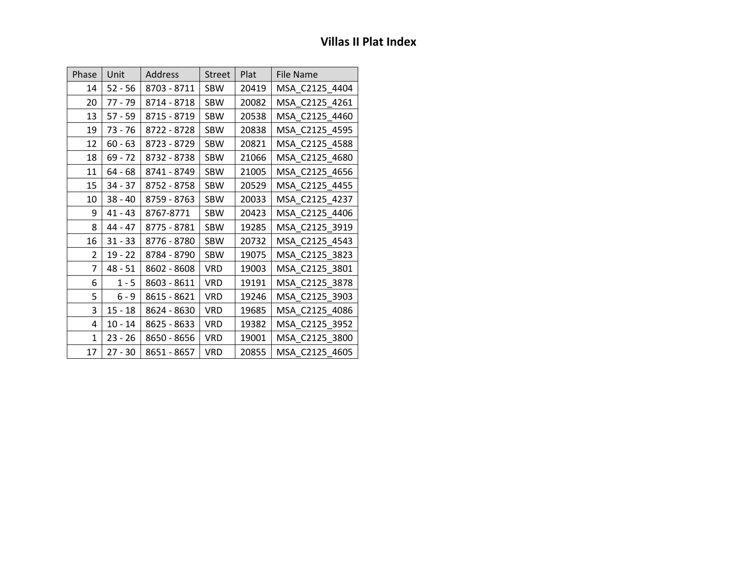# Villas II Plat Index

| Phase | Unit | Address | Street | Plat | File Name |
|---|---|---|---|---|---|
| 14 | 52 - 56 | 8703 - 8711 | SBW | 20419 | MSA_C2125_4404 |
| 20 | 77 - 79 | 8714 - 8718 | SBW | 20082 | MSA_C2125_4261 |
| 13 | 57 - 59 | 8715 - 8719 | SBW | 20538 | MSA_C2125_4460 |
| 19 | 73 - 76 | 8722 - 8728 | SBW | 20838 | MSA_C2125_4595 |
| 12 | 60 - 63 | 8723 - 8729 | SBW | 20821 | MSA_C2125_4588 |
| 18 | 69 - 72 | 8732 - 8738 | SBW | 21066 | MSA_C2125_4680 |
| 11 | 64 - 68 | 8741 - 8749 | SBW | 21005 | MSA_C2125_4656 |
| 15 | 34 - 37 | 8752 - 8758 | SBW | 20529 | MSA_C2125_4455 |
| 10 | 38 - 40 | 8759 - 8763 | SBW | 20033 | MSA_C2125_4237 |
| 9 | 41 - 43 | 8767-8771 | SBW | 20423 | MSA_C2125_4406 |
| 8 | 44 - 47 | 8775 - 8781 | SBW | 19285 | MSA_C2125_3919 |
| 16 | 31 - 33 | 8776 - 8780 | SBW | 20732 | MSA_C2125_4543 |
| 2 | 19 - 22 | 8784 - 8790 | SBW | 19075 | MSA_C2125_3823 |
| 7 | 48 - 51 | 8602 - 8608 | VRD | 19003 | MSA_C2125_3801 |
| 6 | 1 - 5 | 8603 - 8611 | VRD | 19191 | MSA_C2125_3878 |
| 5 | 6 - 9 | 8615 - 8621 | VRD | 19246 | MSA_C2125_3903 |
| 3 | 15 - 18 | 8624 - 8630 | VRD | 19685 | MSA_C2125_4086 |
| 4 | 10 - 14 | 8625 - 8633 | VRD | 19382 | MSA_C2125_3952 |
| 1 | 23 - 26 | 8650 - 8656 | VRD | 19001 | MSA_C2125_3800 |
| 17 | 27 - 30 | 8651 - 8657 | VRD | 20855 | MSA_C2125_4605 |